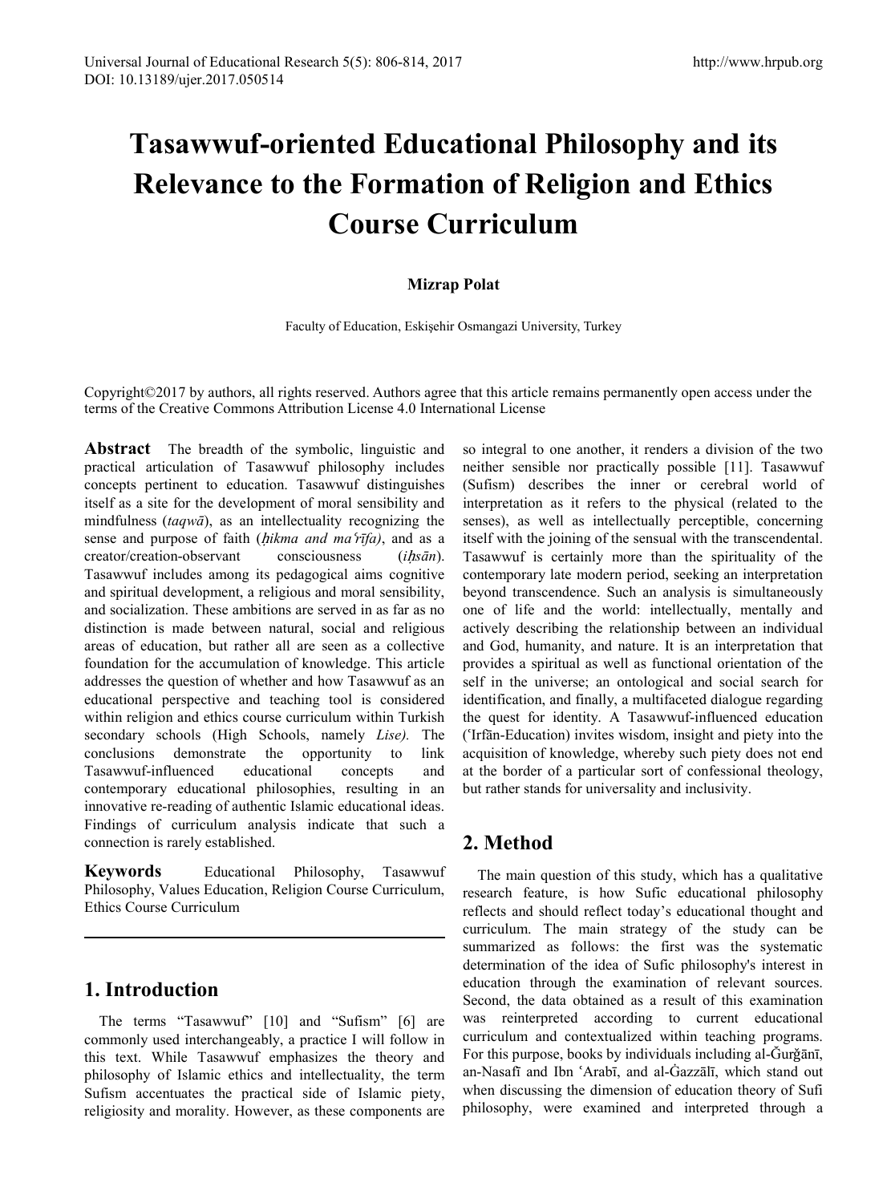# Tasawwuf-oriented Educational Philosophy and its Relevance to the Formation of Religion and Ethics Course Curriculum

**Mizrap Polat**

Faculty of Education, Eskişehir Osmangazi University, Turkey

Copyright©2017 by authors, all rights reserved. Authors agree that this article remains permanently open access under the terms of the Creative Commons Attribution License 4.0 International License

**Abstract** The breadth of the symbolic, linguistic and practical articulation of Tasawwuf philosophy includes concepts pertinent to education. Tasawwuf distinguishes itself as a site for the development of moral sensibility and mindfulness (*taqwā*), as an intellectuality recognizing the sense and purpose of faith (*ḥikma and maʿrīfa)*, and as a creator/creation-observant consciousness (*iḥsān*). Tasawwuf includes among its pedagogical aims cognitive and spiritual development, a religious and moral sensibility, and socialization. These ambitions are served in as far as no distinction is made between natural, social and religious areas of education, but rather all are seen as a collective foundation for the accumulation of knowledge. This article addresses the question of whether and how Tasawwuf as an educational perspective and teaching tool is considered within religion and ethics course curriculum within Turkish secondary schools (High Schools, namely *Lise).* The conclusions demonstrate the opportunity to link Tasawwuf-influenced educational concepts and contemporary educational philosophies, resulting in an innovative re-reading of authentic Islamic educational ideas. Findings of curriculum analysis indicate that such a connection is rarely established.

**Keywords** Educational Philosophy, Tasawwuf Philosophy, Values Education, Religion Course Curriculum, Ethics Course Curriculum

## 1. Introduction

The terms "Tasawwuf" [10] and "Sufism" [6] are commonly used interchangeably, a practice I will follow in this text. While Tasawwuf emphasizes the theory and philosophy of Islamic ethics and intellectuality, the term Sufism accentuates the practical side of Islamic piety, religiosity and morality. However, as these components are so integral to one another, it renders a division of the two neither sensible nor practically possible [11]. Tasawwuf (Sufism) describes the inner or cerebral world of interpretation as it refers to the physical (related to the senses), as well as intellectually perceptible, concerning itself with the joining of the sensual with the transcendental. Tasawwuf is certainly more than the spirituality of the contemporary late modern period, seeking an interpretation beyond transcendence. Such an analysis is simultaneously one of life and the world: intellectually, mentally and actively describing the relationship between an individual and God, humanity, and nature. It is an interpretation that provides a spiritual as well as functional orientation of the self in the universe; an ontological and social search for identification, and finally, a multifaceted dialogue regarding the quest for identity. A Tasawwuf-influenced education (ʿIrfān-Education) invites wisdom, insight and piety into the acquisition of knowledge, whereby such piety does not end at the border of a particular sort of confessional theology, but rather stands for universality and inclusivity.

## 2. Method

The main question of this study, which has a qualitative research feature, is how Sufic educational philosophy reflects and should reflect today's educational thought and curriculum. The main strategy of the study can be summarized as follows: the first was the systematic determination of the idea of Sufic philosophy's interest in education through the examination of relevant sources. Second, the data obtained as a result of this examination was reinterpreted according to current educational curriculum and contextualized within teaching programs. For this purpose, books by individuals including al-Ǧurǧānī, an-Nasafī and Ibn ʿArabī, and al-Ġazzālī, which stand out when discussing the dimension of education theory of Sufi philosophy, were examined and interpreted through a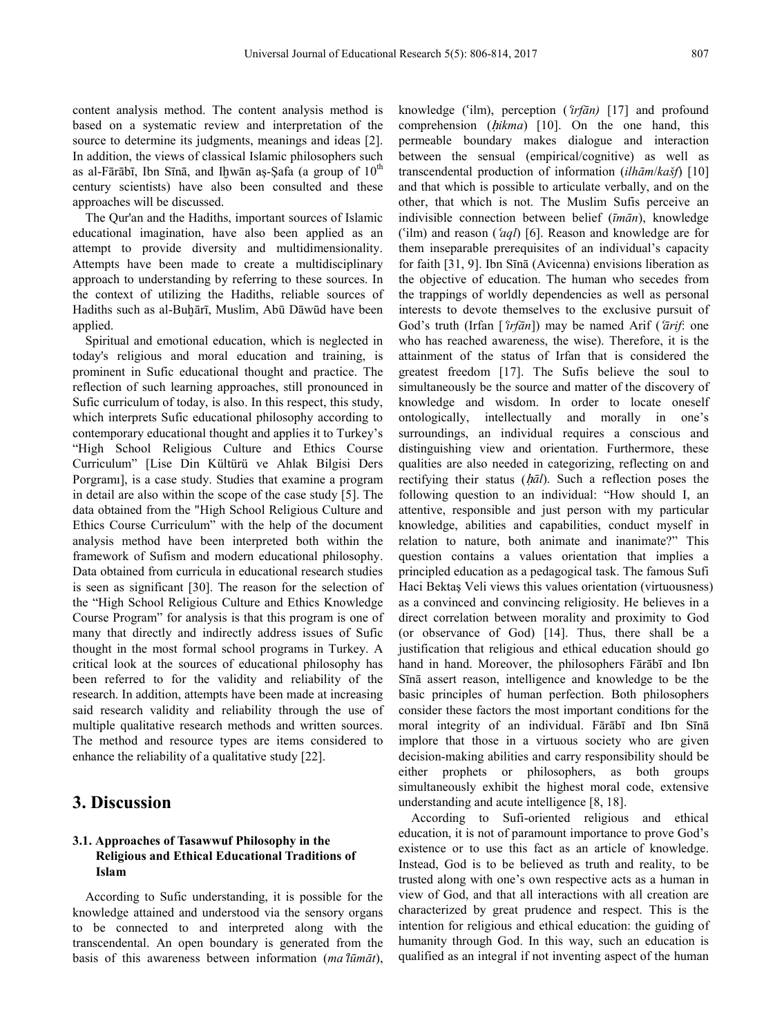content analysis method. The content analysis method is based on a systematic review and interpretation of the source to determine its judgments, meanings and ideas [2]. In addition, the views of classical Islamic philosophers such as al-Fārābī, Ibn Sīnā, and Iḫwān aṣ-Ṣafa (a group of 10th century scientists) have also been consulted and these approaches will be discussed.

The Qur'an and the Hadiths, important sources of Islamic educational imagination, have also been applied as an attempt to provide diversity and multidimensionality. Attempts have been made to create a multidisciplinary approach to understanding by referring to these sources. In the context of utilizing the Hadiths, reliable sources of Hadiths such as al-Buḫārī, Muslim, Abū Dāwūd have been applied.

Spiritual and emotional education, which is neglected in today's religious and moral education and training, is prominent in Sufic educational thought and practice. The reflection of such learning approaches, still pronounced in Sufic curriculum of today, is also. In this respect, this study, which interprets Sufic educational philosophy according to contemporary educational thought and applies it to Turkey's "High School Religious Culture and Ethics Course Curriculum" [Lise Din Kültürü ve Ahlak Bilgisi Ders Porgramı], is a case study. Studies that examine a program in detail are also within the scope of the case study [5]. The data obtained from the "High School Religious Culture and Ethics Course Curriculum" with the help of the document analysis method have been interpreted both within the framework of Sufism and modern educational philosophy. Data obtained from curricula in educational research studies is seen as significant [30]. The reason for the selection of the "High School Religious Culture and Ethics Knowledge Course Program" for analysis is that this program is one of many that directly and indirectly address issues of Sufic thought in the most formal school programs in Turkey. A critical look at the sources of educational philosophy has been referred to for the validity and reliability of the research. In addition, attempts have been made at increasing said research validity and reliability through the use of multiple qualitative research methods and written sources. The method and resource types are items considered to enhance the reliability of a qualitative study [22].

# 3. Discussion

## 3.1. Approaches of Tasawwuf Philosophy in the Religious and Ethical Educational Traditions of Islam

According to Sufic understanding, it is possible for the knowledge attained and understood via the sensory organs to be connected to and interpreted along with the transcendental. An open boundary is generated from the basis of this awareness between information (*maʿlūmāt*), knowledge (ʿilm), perception (*ʿirfān)* [17] and profound comprehension (*ḥikma*) [10]. On the one hand, this permeable boundary makes dialogue and interaction between the sensual (empirical/cognitive) as well as transcendental production of information (*ilhām*/*kašf*) [10] and that which is possible to articulate verbally, and on the other, that which is not. The Muslim Sufis perceive an indivisible connection between belief (*īmān*), knowledge (ʿilm) and reason (*ʿaql*) [6]. Reason and knowledge are for them inseparable prerequisites of an individual's capacity for faith [31, 9]. Ibn Sīnā (Avicenna) envisions liberation as the objective of education. The human who secedes from the trappings of worldly dependencies as well as personal interests to devote themselves to the exclusive pursuit of God's truth (Irfan [*ʿirfān*]) may be named Arif (*ʿārif*: one who has reached awareness, the wise). Therefore, it is the attainment of the status of Irfan that is considered the greatest freedom [17]. The Sufis believe the soul to simultaneously be the source and matter of the discovery of knowledge and wisdom. In order to locate oneself ontologically, intellectually and morally in one's surroundings, an individual requires a conscious and distinguishing view and orientation. Furthermore, these qualities are also needed in categorizing, reflecting on and rectifying their status (*ḥāl*). Such a reflection poses the following question to an individual: "How should I, an attentive, responsible and just person with my particular knowledge, abilities and capabilities, conduct myself in relation to nature, both animate and inanimate?" This question contains a values orientation that implies a principled education as a pedagogical task. The famous Sufi Haci Bektaş Veli views this values orientation (virtuousness) as a convinced and convincing religiosity. He believes in a direct correlation between morality and proximity to God (or observance of God) [14]. Thus, there shall be a justification that religious and ethical education should go hand in hand. Moreover, the philosophers Fārābī and Ibn Sīnā assert reason, intelligence and knowledge to be the basic principles of human perfection. Both philosophers consider these factors the most important conditions for the moral integrity of an individual. Fārābī and Ibn Sīnā implore that those in a virtuous society who are given decision-making abilities and carry responsibility should be either prophets or philosophers, as both groups simultaneously exhibit the highest moral code, extensive understanding and acute intelligence [8, 18].

According to Sufi-oriented religious and ethical education, it is not of paramount importance to prove God's existence or to use this fact as an article of knowledge. Instead, God is to be believed as truth and reality, to be trusted along with one's own respective acts as a human in view of God, and that all interactions with all creation are characterized by great prudence and respect. This is the intention for religious and ethical education: the guiding of humanity through God. In this way, such an education is qualified as an integral if not inventing aspect of the human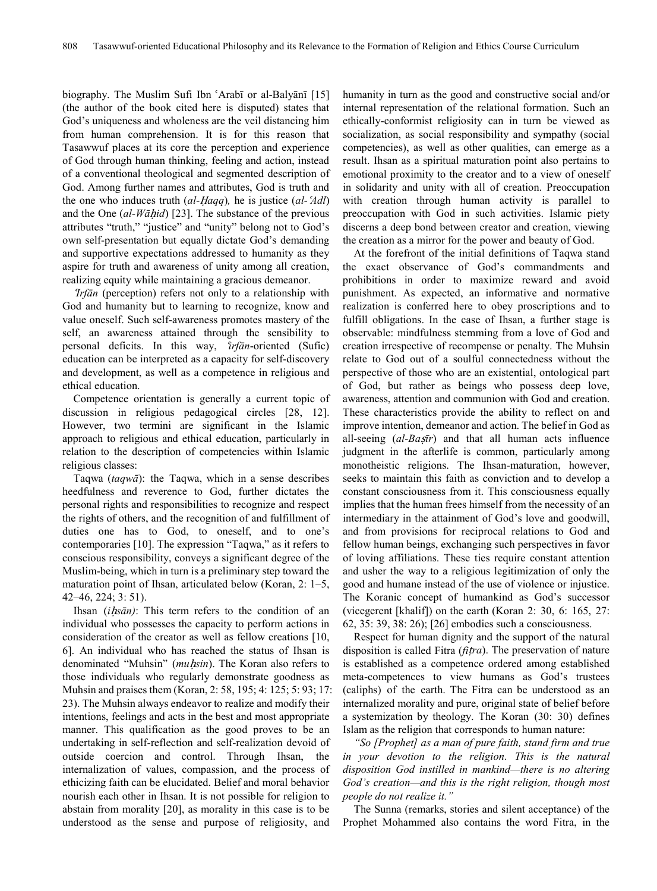biography. The Muslim Sufi Ibn ʿArabī or al-Balyānī [15] (the author of the book cited here is disputed) states that God's uniqueness and wholeness are the veil distancing him from human comprehension. It is for this reason that Tasawwuf places at its core the perception and experience of God through human thinking, feeling and action, instead of a conventional theological and segmented description of God. Among further names and attributes, God is truth and the one who induces truth (*al-Ḥaqq*), he is justice (*al-ʿAdl*) and the One (*al-Wāḥid*) [23]. The substance of the previous attributes "truth," "justice" and "unity" belong not to God's own self-presentation but equally dictate God's demanding and supportive expectations addressed to humanity as they aspire for truth and awareness of unity among all creation, realizing equity while maintaining a gracious demeanor.

*ʿIrfān* (perception) refers not only to a relationship with God and humanity but to learning to recognize, know and value oneself. Such self-awareness promotes mastery of the self, an awareness attained through the sensibility to personal deficits. In this way, *ʿirfān*-oriented (Sufic) education can be interpreted as a capacity for self-discovery and development, as well as a competence in religious and ethical education.

Competence orientation is generally a current topic of discussion in religious pedagogical circles [28, 12]. However, two termini are significant in the Islamic approach to religious and ethical education, particularly in relation to the description of competencies within Islamic religious classes:

Taqwa (*taqwā*): the Taqwa, which in a sense describes heedfulness and reverence to God, further dictates the personal rights and responsibilities to recognize and respect the rights of others, and the recognition of and fulfillment of duties one has to God, to oneself, and to one's contemporaries [10]. The expression "Taqwa," as it refers to conscious responsibility, conveys a significant degree of the Muslim-being, which in turn is a preliminary step toward the maturation point of Ihsan, articulated below (Koran, 2: 1–5, 42–46, 224; 3: 51).

Ihsan (*iḥsān*): This term refers to the condition of an individual who possesses the capacity to perform actions in consideration of the creator as well as fellow creations [10, 6]. An individual who has reached the status of Ihsan is denominated "Muhsin" (*muḥsin*). The Koran also refers to those individuals who regularly demonstrate goodness as Muhsin and praises them (Koran, 2: 58, 195; 4: 125; 5: 93; 17: 23). The Muhsin always endeavor to realize and modify their intentions, feelings and acts in the best and most appropriate manner. This qualification as the good proves to be an undertaking in self-reflection and self-realization devoid of outside coercion and control. Through Ihsan, the internalization of values, compassion, and the process of ethicizing faith can be elucidated. Belief and moral behavior nourish each other in Ihsan. It is not possible for religion to abstain from morality [20], as morality in this case is to be understood as the sense and purpose of religiosity, and humanity in turn as the good and constructive social and/or internal representation of the relational formation. Such an ethically-conformist religiosity can in turn be viewed as socialization, as social responsibility and sympathy (social competencies), as well as other qualities, can emerge as a result. Ihsan as a spiritual maturation point also pertains to emotional proximity to the creator and to a view of oneself in solidarity and unity with all of creation. Preoccupation with creation through human activity is parallel to preoccupation with God in such activities. Islamic piety discerns a deep bond between creator and creation, viewing the creation as a mirror for the power and beauty of God.

At the forefront of the initial definitions of Taqwa stand the exact observance of God's commandments and prohibitions in order to maximize reward and avoid punishment. As expected, an informative and normative realization is conferred here to obey proscriptions and to fulfill obligations. In the case of Ihsan, a further stage is observable: mindfulness stemming from a love of God and creation irrespective of recompense or penalty. The Muhsin relate to God out of a soulful connectedness without the perspective of those who are an existential, ontological part of God, but rather as beings who possess deep love, awareness, attention and communion with God and creation. These characteristics provide the ability to reflect on and improve intention, demeanor and action. The belief in God as all-seeing (*al-Baṣīr*) and that all human acts influence judgment in the afterlife is common, particularly among monotheistic religions. The Ihsan-maturation, however, seeks to maintain this faith as conviction and to develop a constant consciousness from it. This consciousness equally implies that the human frees himself from the necessity of an intermediary in the attainment of God's love and goodwill, and from provisions for reciprocal relations to God and fellow human beings, exchanging such perspectives in favor of loving affiliations. These ties require constant attention and usher the way to a religious legitimization of only the good and humane instead of the use of violence or injustice. The Koranic concept of humankind as God's successor (vicegerent [khalif]) on the earth (Koran 2: 30, 6: 165, 27: 62, 35: 39, 38: 26); [26] embodies such a consciousness.

Respect for human dignity and the support of the natural disposition is called Fitra (*fiṭra*). The preservation of nature is established as a competence ordered among established meta-competences to view humans as God's trustees (caliphs) of the earth. The Fitra can be understood as an internalized morality and pure, original state of belief before a systemization by theology. The Koran (30: 30) defines Islam as the religion that corresponds to human nature:

*"So [Prophet] as a man of pure faith, stand firm and true in your devotion to the religion. This is the natural disposition God instilled in mankind—there is no altering God's creation—and this is the right religion, though most people do not realize it."*

The Sunna (remarks, stories and silent acceptance) of the Prophet Mohammed also contains the word Fitra, in the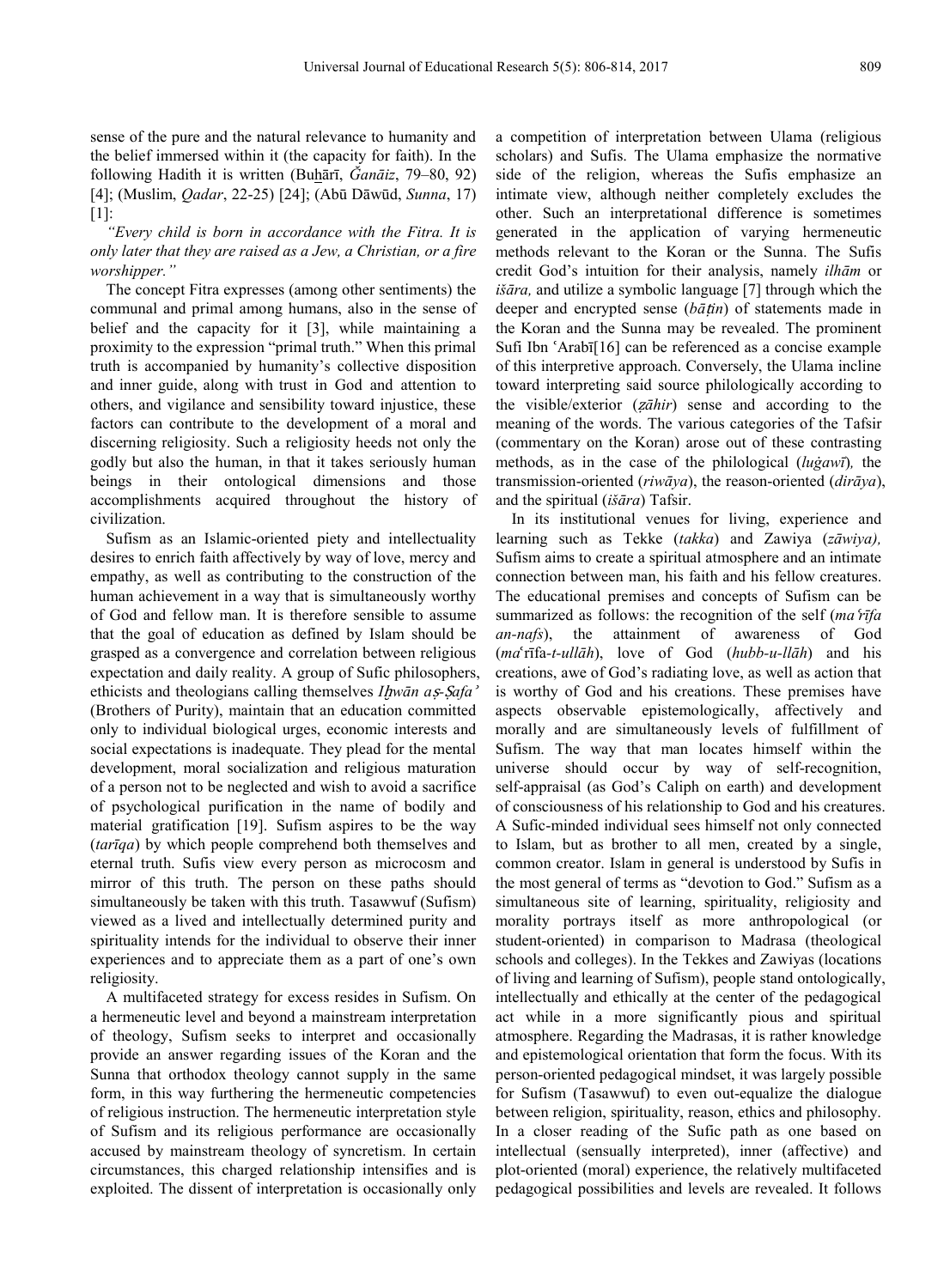sense of the pure and the natural relevance to humanity and the belief immersed within it (the capacity for faith). In the following Hadith it is written (Buḫārī, *Ǧanāiz*, 79–80, 92) [4]; (Muslim, *Qadar*, 22-25) [24]; (Abū Dāwūd, *Sunna*, 17) [1]:

*"Every child is born in accordance with the Fitra. It is only later that they are raised as a Jew, a Christian, or a fire worshipper."*

The concept Fitra expresses (among other sentiments) the communal and primal among humans, also in the sense of belief and the capacity for it [3], while maintaining a proximity to the expression "primal truth." When this primal truth is accompanied by humanity's collective disposition and inner guide, along with trust in God and attention to others, and vigilance and sensibility toward injustice, these factors can contribute to the development of a moral and discerning religiosity. Such a religiosity heeds not only the godly but also the human, in that it takes seriously human beings in their ontological dimensions and those accomplishments acquired throughout the history of civilization.

Sufism as an Islamic-oriented piety and intellectuality desires to enrich faith affectively by way of love, mercy and empathy, as well as contributing to the construction of the human achievement in a way that is simultaneously worthy of God and fellow man. It is therefore sensible to assume that the goal of education as defined by Islam should be grasped as a convergence and correlation between religious expectation and daily reality. A group of Sufic philosophers, ethicists and theologians calling themselves *Iḫwān aṣ-Ṣafa'* (Brothers of Purity), maintain that an education committed only to individual biological urges, economic interests and social expectations is inadequate. They plead for the mental development, moral socialization and religious maturation of a person not to be neglected and wish to avoid a sacrifice of psychological purification in the name of bodily and material gratification [19]. Sufism aspires to be the way (*tarīqa*) by which people comprehend both themselves and eternal truth. Sufis view every person as microcosm and mirror of this truth. The person on these paths should simultaneously be taken with this truth. Tasawwuf (Sufism) viewed as a lived and intellectually determined purity and spirituality intends for the individual to observe their inner experiences and to appreciate them as a part of one's own religiosity.

A multifaceted strategy for excess resides in Sufism. On a hermeneutic level and beyond a mainstream interpretation of theology, Sufism seeks to interpret and occasionally provide an answer regarding issues of the Koran and the Sunna that orthodox theology cannot supply in the same form, in this way furthering the hermeneutic competencies of religious instruction. The hermeneutic interpretation style of Sufism and its religious performance are occasionally accused by mainstream theology of syncretism. In certain circumstances, this charged relationship intensifies and is exploited. The dissent of interpretation is occasionally only a competition of interpretation between Ulama (religious scholars) and Sufis. The Ulama emphasize the normative side of the religion, whereas the Sufis emphasize an intimate view, although neither completely excludes the other. Such an interpretational difference is sometimes generated in the application of varying hermeneutic methods relevant to the Koran or the Sunna. The Sufis credit God's intuition for their analysis, namely *ilhām* or *išāra,* and utilize a symbolic language [7] through which the deeper and encrypted sense (*bāṭin*) of statements made in the Koran and the Sunna may be revealed. The prominent Sufi Ibn ʿArabī[16] can be referenced as a concise example of this interpretive approach. Conversely, the Ulama incline toward interpreting said source philologically according to the visible/exterior (*ẓāhir*) sense and according to the meaning of the words. The various categories of the Tafsir (commentary on the Koran) arose out of these contrasting methods, as in the case of the philological (*luġawī*), the transmission-oriented (*riwāya*), the reason-oriented (*dirāya*), and the spiritual (*išāra*) Tafsir.

In its institutional venues for living, experience and learning such as Tekke (*takka*) and Zawiya (*zāwiya),* Sufism aims to create a spiritual atmosphere and an intimate connection between man, his faith and his fellow creatures. The educational premises and concepts of Sufism can be summarized as follows: the recognition of the self (*maʿrīfa an-nafs*), the attainment of awareness of God (*maʿ*rīfa-*t-ullāh*), love of God (*hubb-u-llāh*) and his creations, awe of God's radiating love, as well as action that is worthy of God and his creations. These premises have aspects observable epistemologically, affectively and morally and are simultaneously levels of fulfillment of Sufism. The way that man locates himself within the universe should occur by way of self-recognition, self-appraisal (as God's Caliph on earth) and development of consciousness of his relationship to God and his creatures. A Sufic-minded individual sees himself not only connected to Islam, but as brother to all men, created by a single, common creator. Islam in general is understood by Sufis in the most general of terms as "devotion to God." Sufism as a simultaneous site of learning, spirituality, religiosity and morality portrays itself as more anthropological (or student-oriented) in comparison to Madrasa (theological schools and colleges). In the Tekkes and Zawiyas (locations of living and learning of Sufism), people stand ontologically, intellectually and ethically at the center of the pedagogical act while in a more significantly pious and spiritual atmosphere. Regarding the Madrasas, it is rather knowledge and epistemological orientation that form the focus. With its person-oriented pedagogical mindset, it was largely possible for Sufism (Tasawwuf) to even out-equalize the dialogue between religion, spirituality, reason, ethics and philosophy. In a closer reading of the Sufic path as one based on intellectual (sensually interpreted), inner (affective) and plot-oriented (moral) experience, the relatively multifaceted pedagogical possibilities and levels are revealed. It follows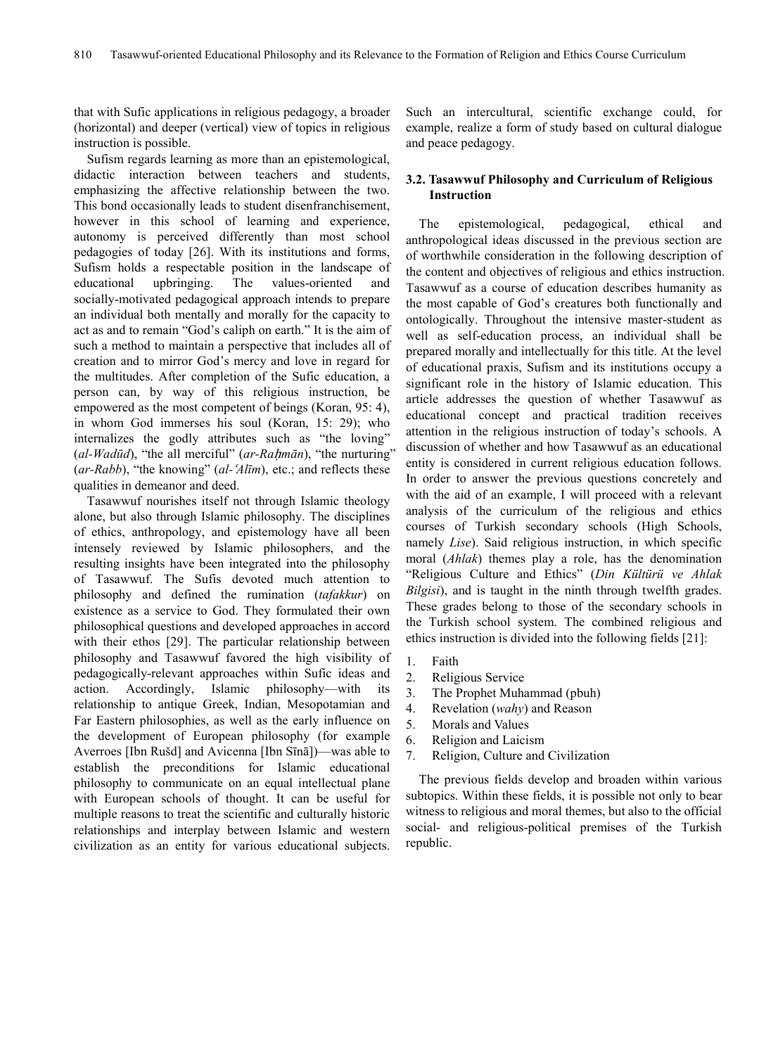that with Sufic applications in religious pedagogy, a broader (horizontal) and deeper (vertical) view of topics in religious instruction is possible.

Sufism regards learning as more than an epistemological, didactic interaction between teachers and students, emphasizing the affective relationship between the two. This bond occasionally leads to student disenfranchisement, however in this school of learning and experience, autonomy is perceived differently than most school pedagogies of today [26]. With its institutions and forms, Sufism holds a respectable position in the landscape of educational upbringing. The values-oriented and socially-motivated pedagogical approach intends to prepare an individual both mentally and morally for the capacity to act as and to remain "God's caliph on earth." It is the aim of such a method to maintain a perspective that includes all of creation and to mirror God's mercy and love in regard for the multitudes. After completion of the Sufic education, a person can, by way of this religious instruction, be empowered as the most competent of beings (Koran, 95: 4), in whom God immerses his soul (Koran, 15: 29); who internalizes the godly attributes such as "the loving" (*al-Wadūd*), "the all merciful" (*ar-Raḥmān*), "the nurturing" (*ar-Rabb*), "the knowing" (*al-ʿAlīm*), etc.; and reflects these qualities in demeanor and deed.

Tasawwuf nourishes itself not through Islamic theology alone, but also through Islamic philosophy. The disciplines of ethics, anthropology, and epistemology have all been intensely reviewed by Islamic philosophers, and the resulting insights have been integrated into the philosophy of Tasawwuf. The Sufis devoted much attention to philosophy and defined the rumination (*tafakkur*) on existence as a service to God. They formulated their own philosophical questions and developed approaches in accord with their ethos [29]. The particular relationship between philosophy and Tasawwuf favored the high visibility of pedagogically-relevant approaches within Sufic ideas and action. Accordingly, Islamic philosophy—with its relationship to antique Greek, Indian, Mesopotamian and Far Eastern philosophies, as well as the early influence on the development of European philosophy (for example Averroes [Ibn Rušd] and Avicenna [Ibn Sīnā])—was able to establish the preconditions for Islamic educational philosophy to communicate on an equal intellectual plane with European schools of thought. It can be useful for multiple reasons to treat the scientific and culturally historic relationships and interplay between Islamic and western civilization as an entity for various educational subjects. Such an intercultural, scientific exchange could, for example, realize a form of study based on cultural dialogue and peace pedagogy.

### 3.2. Tasawwuf Philosophy and Curriculum of Religious Instruction

The epistemological, pedagogical, ethical and anthropological ideas discussed in the previous section are of worthwhile consideration in the following description of the content and objectives of religious and ethics instruction. Tasawwuf as a course of education describes humanity as the most capable of God's creatures both functionally and ontologically. Throughout the intensive master-student as well as self-education process, an individual shall be prepared morally and intellectually for this title. At the level of educational praxis, Sufism and its institutions occupy a significant role in the history of Islamic education. This article addresses the question of whether Tasawwuf as educational concept and practical tradition receives attention in the religious instruction of today's schools. A discussion of whether and how Tasawwuf as an educational entity is considered in current religious education follows. In order to answer the previous questions concretely and with the aid of an example, I will proceed with a relevant analysis of the curriculum of the religious and ethics courses of Turkish secondary schools (High Schools, namely *Lise*). Said religious instruction, in which specific moral (*Ahlak*) themes play a role, has the denomination "Religious Culture and Ethics" (*Din Kültürü ve Ahlak Bilgisi*), and is taught in the ninth through twelfth grades. These grades belong to those of the secondary schools in the Turkish school system. The combined religious and ethics instruction is divided into the following fields [21]:

1. Faith
2. Religious Service
3. The Prophet Muhammad (pbuh)
4. Revelation (*wahy*) and Reason
5. Morals and Values
6. Religion and Laicism
7. Religion, Culture and Civilization

The previous fields develop and broaden within various subtopics. Within these fields, it is possible not only to bear witness to religious and moral themes, but also to the official social- and religious-political premises of the Turkish republic.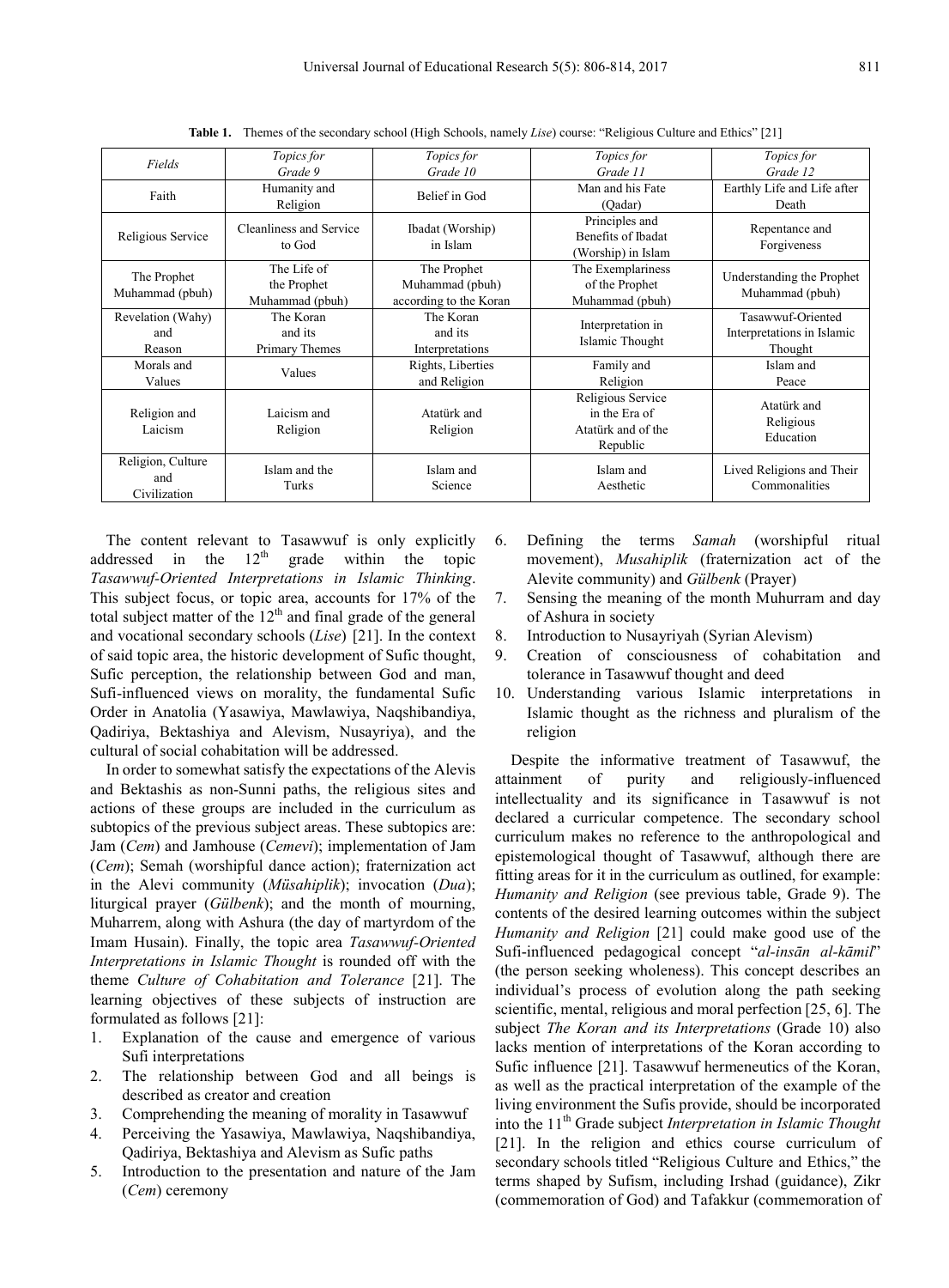**Table 1.** Themes of the secondary school (High Schools, namely *Lise*) course: "Religious Culture and Ethics" [21]

| *Fields* | *Topics for Grade 9* | *Topics for Grade 10* | *Topics for Grade 11* | *Topics for Grade 12* |
|---|---|---|---|---|
| Faith | Humanity and Religion | Belief in God | Man and his Fate (Qadar) | Earthly Life and Life after Death |
| Religious Service | Cleanliness and Service to God | Ibadat (Worship) in Islam | Principles and Benefits of Ibadat (Worship) in Islam | Repentance and Forgiveness |
| The Prophet Muhammad (pbuh) | The Life of the Prophet Muhammad (pbuh) | The Prophet Muhammad (pbuh) according to the Koran | The Exemplariness of the Prophet Muhammad (pbuh) | Understanding the Prophet Muhammad (pbuh) |
| Revelation (Wahy) and Reason | The Koran and its Primary Themes | The Koran and its Interpretations | Interpretation in Islamic Thought | Tasawwuf-Oriented Interpretations in Islamic Thought |
| Morals and Values | Values | Rights, Liberties and Religion | Family and Religion | Islam and Peace |
| Religion and Laicism | Laicism and Religion | Atatürk and Religion | Religious Service in the Era of Atatürk and of the Republic | Atatürk and Religious Education |
| Religion, Culture and Civilization | Islam and the Turks | Islam and Science | Islam and Aesthetic | Lived Religions and Their Commonalities |

The content relevant to Tasawwuf is only explicitly addressed in the 12th grade within the topic *Tasawwuf-Oriented Interpretations in Islamic Thinking*. This subject focus, or topic area, accounts for 17% of the total subject matter of the 12th and final grade of the general and vocational secondary schools (*Lise*) [21]. In the context of said topic area, the historic development of Sufic thought, Sufic perception, the relationship between God and man, Sufi-influenced views on morality, the fundamental Sufic Order in Anatolia (Yasawiya, Mawlawiya, Naqshibandiya, Qadiriya, Bektashiya and Alevism, Nusayriya), and the cultural of social cohabitation will be addressed.

In order to somewhat satisfy the expectations of the Alevis and Bektashis as non-Sunni paths, the religious sites and actions of these groups are included in the curriculum as subtopics of the previous subject areas. These subtopics are: Jam (*Cem*) and Jamhouse (*Cemevi*); implementation of Jam (*Cem*); Semah (worshipful dance action); fraternization act in the Alevi community (*Müsahiplik*); invocation (*Dua*); liturgical prayer (*Gülbenk*); and the month of mourning, Muharrem, along with Ashura (the day of martyrdom of the Imam Husain). Finally, the topic area *Tasawwuf-Oriented Interpretations in Islamic Thought* is rounded off with the theme *Culture of Cohabitation and Tolerance* [21]. The learning objectives of these subjects of instruction are formulated as follows [21]:

1. Explanation of the cause and emergence of various Sufi interpretations
2. The relationship between God and all beings is described as creator and creation
3. Comprehending the meaning of morality in Tasawwuf
4. Perceiving the Yasawiya, Mawlawiya, Naqshibandiya, Qadiriya, Bektashiya and Alevism as Sufic paths
5. Introduction to the presentation and nature of the Jam (*Cem*) ceremony
6. Defining the terms *Samah* (worshipful ritual movement), *Musahiplik* (fraternization act of the Alevite community) and *Gülbenk* (Prayer)
7. Sensing the meaning of the month Muhurram and day of Ashura in society
8. Introduction to Nusayriyah (Syrian Alevism)
9. Creation of consciousness of cohabitation and tolerance in Tasawwuf thought and deed
10. Understanding various Islamic interpretations in Islamic thought as the richness and pluralism of the religion

Despite the informative treatment of Tasawwuf, the attainment of purity and religiously-influenced intellectuality and its significance in Tasawwuf is not declared a curricular competence. The secondary school curriculum makes no reference to the anthropological and epistemological thought of Tasawwuf, although there are fitting areas for it in the curriculum as outlined, for example: *Humanity and Religion* (see previous table, Grade 9). The contents of the desired learning outcomes within the subject *Humanity and Religion* [21] could make good use of the Sufi-influenced pedagogical concept "*al-insān al-kāmil*" (the person seeking wholeness). This concept describes an individual's process of evolution along the path seeking scientific, mental, religious and moral perfection [25, 6]. The subject *The Koran and its Interpretations* (Grade 10) also lacks mention of interpretations of the Koran according to Sufic influence [21]. Tasawwuf hermeneutics of the Koran, as well as the practical interpretation of the example of the living environment the Sufis provide, should be incorporated into the 11th Grade subject *Interpretation in Islamic Thought* [21]. In the religion and ethics course curriculum of secondary schools titled "Religious Culture and Ethics," the terms shaped by Sufism, including Irshad (guidance), Zikr (commemoration of God) and Tafakkur (commemoration of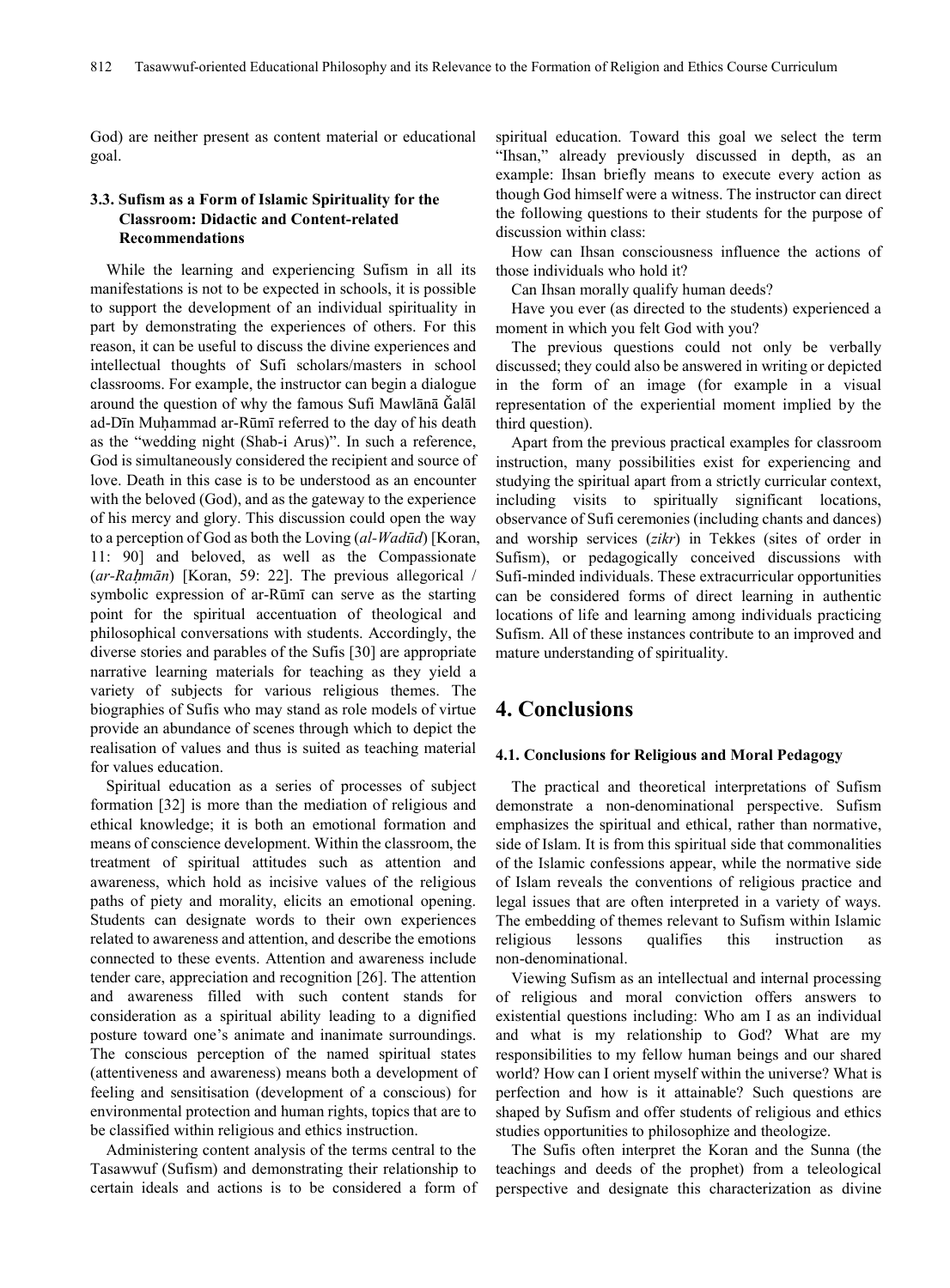God) are neither present as content material or educational goal.

### 3.3. Sufism as a Form of Islamic Spirituality for the Classroom: Didactic and Content-related Recommendations

While the learning and experiencing Sufism in all its manifestations is not to be expected in schools, it is possible to support the development of an individual spirituality in part by demonstrating the experiences of others. For this reason, it can be useful to discuss the divine experiences and intellectual thoughts of Sufi scholars/masters in school classrooms. For example, the instructor can begin a dialogue around the question of why the famous Sufi Mawlānā Ğalāl ad-Dīn Muḥammad ar-Rūmī referred to the day of his death as the "wedding night (Shab-i Arus)". In such a reference, God is simultaneously considered the recipient and source of love. Death in this case is to be understood as an encounter with the beloved (God), and as the gateway to the experience of his mercy and glory. This discussion could open the way to a perception of God as both the Loving (*al-Wadūd*) [Koran, 11: 90] and beloved, as well as the Compassionate (*ar-Raḥmān*) [Koran, 59: 22]. The previous allegorical / symbolic expression of ar-Rūmī can serve as the starting point for the spiritual accentuation of theological and philosophical conversations with students. Accordingly, the diverse stories and parables of the Sufis [30] are appropriate narrative learning materials for teaching as they yield a variety of subjects for various religious themes. The biographies of Sufis who may stand as role models of virtue provide an abundance of scenes through which to depict the realisation of values and thus is suited as teaching material for values education.

Spiritual education as a series of processes of subject formation [32] is more than the mediation of religious and ethical knowledge; it is both an emotional formation and means of conscience development. Within the classroom, the treatment of spiritual attitudes such as attention and awareness, which hold as incisive values of the religious paths of piety and morality, elicits an emotional opening. Students can designate words to their own experiences related to awareness and attention, and describe the emotions connected to these events. Attention and awareness include tender care, appreciation and recognition [26]. The attention and awareness filled with such content stands for consideration as a spiritual ability leading to a dignified posture toward one's animate and inanimate surroundings. The conscious perception of the named spiritual states (attentiveness and awareness) means both a development of feeling and sensitisation (development of a conscious) for environmental protection and human rights, topics that are to be classified within religious and ethics instruction.

Administering content analysis of the terms central to the Tasawwuf (Sufism) and demonstrating their relationship to certain ideals and actions is to be considered a form of spiritual education. Toward this goal we select the term "Ihsan," already previously discussed in depth, as an example: Ihsan briefly means to execute every action as though God himself were a witness. The instructor can direct the following questions to their students for the purpose of discussion within class:

How can Ihsan consciousness influence the actions of those individuals who hold it?

Can Ihsan morally qualify human deeds?

Have you ever (as directed to the students) experienced a moment in which you felt God with you?

The previous questions could not only be verbally discussed; they could also be answered in writing or depicted in the form of an image (for example in a visual representation of the experiential moment implied by the third question).

Apart from the previous practical examples for classroom instruction, many possibilities exist for experiencing and studying the spiritual apart from a strictly curricular context, including visits to spiritually significant locations, observance of Sufi ceremonies (including chants and dances) and worship services (*zikr*) in Tekkes (sites of order in Sufism), or pedagogically conceived discussions with Sufi-minded individuals. These extracurricular opportunities can be considered forms of direct learning in authentic locations of life and learning among individuals practicing Sufism. All of these instances contribute to an improved and mature understanding of spirituality.

# 4. Conclusions

### 4.1. Conclusions for Religious and Moral Pedagogy

The practical and theoretical interpretations of Sufism demonstrate a non-denominational perspective. Sufism emphasizes the spiritual and ethical, rather than normative, side of Islam. It is from this spiritual side that commonalities of the Islamic confessions appear, while the normative side of Islam reveals the conventions of religious practice and legal issues that are often interpreted in a variety of ways. The embedding of themes relevant to Sufism within Islamic religious lessons qualifies this instruction as non-denominational.

Viewing Sufism as an intellectual and internal processing of religious and moral conviction offers answers to existential questions including: Who am I as an individual and what is my relationship to God? What are my responsibilities to my fellow human beings and our shared world? How can I orient myself within the universe? What is perfection and how is it attainable? Such questions are shaped by Sufism and offer students of religious and ethics studies opportunities to philosophize and theologize.

The Sufis often interpret the Koran and the Sunna (the teachings and deeds of the prophet) from a teleological perspective and designate this characterization as divine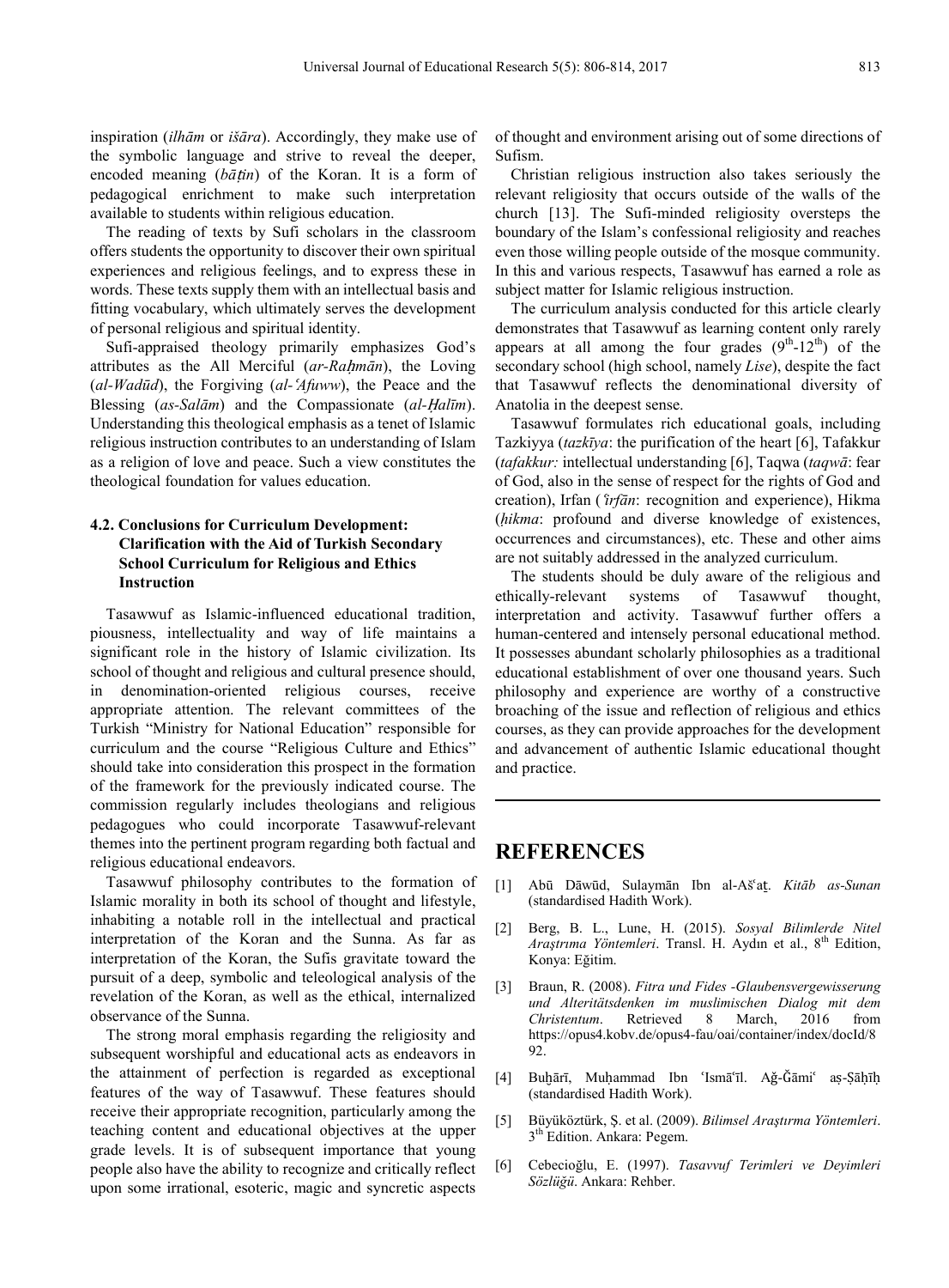inspiration (*ilhām* or *išāra*). Accordingly, they make use of the symbolic language and strive to reveal the deeper, encoded meaning (*bāṭin*) of the Koran. It is a form of pedagogical enrichment to make such interpretation available to students within religious education.

The reading of texts by Sufi scholars in the classroom offers students the opportunity to discover their own spiritual experiences and religious feelings, and to express these in words. These texts supply them with an intellectual basis and fitting vocabulary, which ultimately serves the development of personal religious and spiritual identity.

Sufi-appraised theology primarily emphasizes God's attributes as the All Merciful (*ar-Raḥmān*), the Loving (*al-Wadūd*), the Forgiving (*al-ʿAfuww*), the Peace and the Blessing (*as-Salām*) and the Compassionate (*al-Ḥalīm*). Understanding this theological emphasis as a tenet of Islamic religious instruction contributes to an understanding of Islam as a religion of love and peace. Such a view constitutes the theological foundation for values education.

### 4.2. Conclusions for Curriculum Development: Clarification with the Aid of Turkish Secondary School Curriculum for Religious and Ethics Instruction

Tasawwuf as Islamic-influenced educational tradition, piousness, intellectuality and way of life maintains a significant role in the history of Islamic civilization. Its school of thought and religious and cultural presence should, in denomination-oriented religious courses, receive appropriate attention. The relevant committees of the Turkish "Ministry for National Education" responsible for curriculum and the course "Religious Culture and Ethics" should take into consideration this prospect in the formation of the framework for the previously indicated course. The commission regularly includes theologians and religious pedagogues who could incorporate Tasawwuf-relevant themes into the pertinent program regarding both factual and religious educational endeavors.

Tasawwuf philosophy contributes to the formation of Islamic morality in both its school of thought and lifestyle, inhabiting a notable roll in the intellectual and practical interpretation of the Koran and the Sunna. As far as interpretation of the Koran, the Sufis gravitate toward the pursuit of a deep, symbolic and teleological analysis of the revelation of the Koran, as well as the ethical, internalized observance of the Sunna.

The strong moral emphasis regarding the religiosity and subsequent worshipful and educational acts as endeavors in the attainment of perfection is regarded as exceptional features of the way of Tasawwuf. These features should receive their appropriate recognition, particularly among the teaching content and educational objectives at the upper grade levels. It is of subsequent importance that young people also have the ability to recognize and critically reflect upon some irrational, esoteric, magic and syncretic aspects of thought and environment arising out of some directions of Sufism.

Christian religious instruction also takes seriously the relevant religiosity that occurs outside of the walls of the church [13]. The Sufi-minded religiosity oversteps the boundary of the Islam's confessional religiosity and reaches even those willing people outside of the mosque community. In this and various respects, Tasawwuf has earned a role as subject matter for Islamic religious instruction.

The curriculum analysis conducted for this article clearly demonstrates that Tasawwuf as learning content only rarely appears at all among the four grades ($9^{th}$-$12^{th}$) of the secondary school (high school, namely *Lise*), despite the fact that Tasawwuf reflects the denominational diversity of Anatolia in the deepest sense.

Tasawwuf formulates rich educational goals, including Tazkiyya (*tazkīya*: the purification of the heart [6], Tafakkur (*tafakkur:* intellectual understanding [6], Taqwa (*taqwā*: fear of God, also in the sense of respect for the rights of God and creation), Irfan (*ʿirfān*: recognition and experience), Hikma (*ḥikma*: profound and diverse knowledge of existences, occurrences and circumstances), etc. These and other aims are not suitably addressed in the analyzed curriculum.

The students should be duly aware of the religious and ethically-relevant systems of Tasawwuf thought, interpretation and activity. Tasawwuf further offers a human-centered and intensely personal educational method. It possesses abundant scholarly philosophies as a traditional educational establishment of over one thousand years. Such philosophy and experience are worthy of a constructive broaching of the issue and reflection of religious and ethics courses, as they can provide approaches for the development and advancement of authentic Islamic educational thought and practice.

## REFERENCES

[1] Abū Dāwūd, Sulaymān Ibn al-Ašʿaṯ. *Kitāb as-Sunan* (standardised Hadith Work).

[2] Berg, B. L., Lune, H. (2015). *Sosyal Bilimlerde Nitel Araştırma Yöntemleri*. Transl. H. Aydın et al., 8th Edition, Konya: Eğitim.

[3] Braun, R. (2008). *Fitra und Fides -Glaubensvergewisserung und Alteritätsdenken im muslimischen Dialog mit dem Christentum*. Retrieved 8 March, 2016 from https://opus4.kobv.de/opus4-fau/oai/container/index/docId/892.

[4] Buḫārī, Muḥammad Ibn ʿIsmāʿīl. Aǧ-Ǧāmiʿ aṣ-Ṣāḥīḥ (standardised Hadith Work).

[5] Büyüköztürk, Ş. et al. (2009). *Bilimsel Araştırma Yöntemleri*. 3th Edition. Ankara: Pegem.

[6] Cebecioğlu, E. (1997). *Tasavvuf Terimleri ve Deyimleri Sözlüğü*. Ankara: Rehber.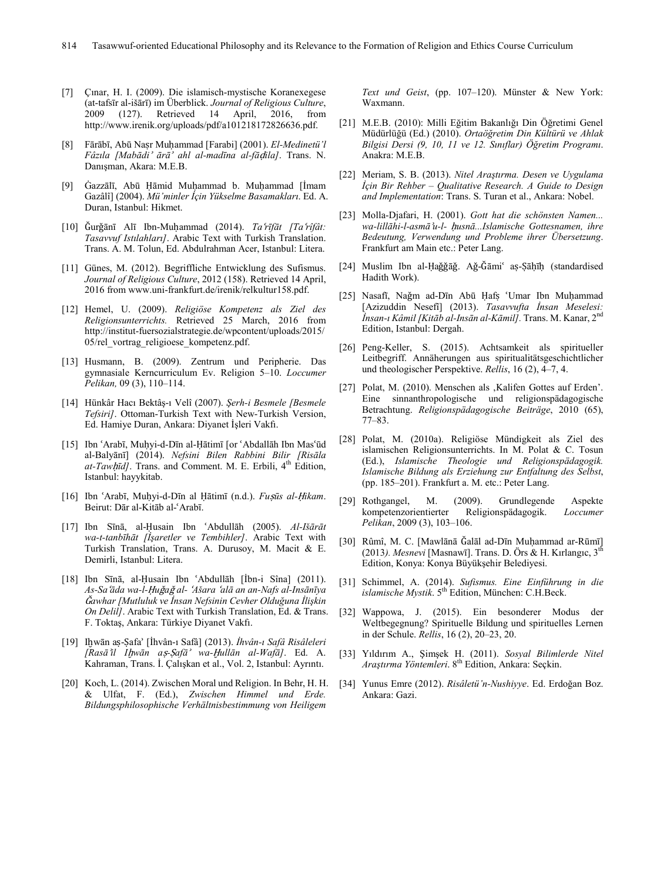[7] Çınar, H. I. (2009). Die islamisch-mystische Koranexegese (at-tafsīr al-išārī) im Überblick. *Journal of Religious Culture*, 2009 (127). Retrieved 14 April, 2016, from http://www.irenik.org/uploads/pdf/a101218172826636.pdf.

[8] Fārābī, Abū Naṣr Muḥammad [Farabi] (2001). *El-Medinetü'l Fâzıla [Mabādi' ārā' ahl al-madīna al-fāḍila]*. Trans. N. Danışman, Akara: M.E.B.

[9] Ġazzālī, Abū Ḥāmid Muḥammad b. Muḥammad [İmam Gazâlî] (2004). *Mü'minler İçin Yükselme Basamakları*. Ed. A. Duran, Istanbul: Hikmet.

[10] Ğurğānī Alī Ibn-Muḥammad (2014). *Taʿrīfāt [Taʿrifât: Tasavvuf Istılahları]*. Arabic Text with Turkish Translation. Trans. A. M. Tolun, Ed. Abdulrahman Acer, Istanbul: Litera.

[11] Günes, M. (2012). Begriffliche Entwicklung des Sufismus. *Journal of Religious Culture*, 2012 (158). Retrieved 14 April, 2016 from www.uni-frankfurt.de/irenik/relkultur158.pdf.

[12] Hemel, U. (2009). *Religiöse Kompetenz als Ziel des Religionsunterrichts.* Retrieved 25 March, 2016 from http://institut-fuersozialstrategie.de/wpcontent/uploads/2015/05/rel_vortrag_religioese_kompetenz.pdf.

[13] Husmann, B. (2009). Zentrum und Peripherie. Das gymnasiale Kerncurriculum Ev. Religion 5–10. *Loccumer Pelikan,* 09 (3), 110–114.

[14] Hünkâr Hacı Bektâş-ı Velî (2007). *Şerh-i Besmele [Besmele Tefsiri]*. Ottoman-Turkish Text with New-Turkish Version, Ed. Hamiye Duran, Ankara: Diyanet İşleri Vakfı.

[15] Ibn ʿArabī, Muḥyi-d-Dīn al-Ḥātimī [or ʿAbdallāh Ibn Masʿūd al-Balyānī] (2014). *Nefsini Bilen Rabbini Bilir [Risāla at-Tawḥīd]*. Trans. and Comment. M. E. Erbili, 4th Edition, Istanbul: hayykitab.

[16] Ibn ʿArabī, Muḥyi-d-Dīn al Ḥātimī (n.d.). *Fuṣūs al-Ḥikam*. Beirut: Dār al-Kitāb al-ʿArabī.

[17] Ibn Sīnā, al-Ḥusain Ibn ʿAbdullāh (2005). *Al-Išārāt wa-t-tanbīhāt [İşaretler ve Tembihler]*. Arabic Text with Turkish Translation, Trans. A. Durusoy, M. Macit & E. Demirli, Istanbul: Litera.

[18] Ibn Sīnā, al-Ḥusain Ibn ʿAbdullāh [İbn-i Sîna] (2011). *As-Saʿāda wa-l-Ḥuğağ al- ʿAšara ʿalā an an-Nafs al-Insānīya Ğawhar [Mutluluk ve İnsan Nefsinin Cevher Olduğuna İlişkin On Delil]*. Arabic Text with Turkish Translation, Ed. & Trans. F. Toktaş, Ankara: Türkiye Diyanet Vakfı.

[19] Iḫwān aṣ-Ṣafa' [İhvân-ı Safâ] (2013). *İhvân-ı Safâ Risâleleri [Rasā'il Iḫwān aṣ-Ṣafā' wa-Ḫullān al-Wafā]*. Ed. A. Kahraman, Trans. İ. Çalışkan et al., Vol. 2, Istanbul: Ayrıntı.

[20] Koch, L. (2014). Zwischen Moral und Religion. In Behr, H. H. & Ulfat, F. (Ed.), *Zwischen Himmel und Erde. Bildungsphilosophische Verhältnisbestimmung von Heiligem Text und Geist*, (pp. 107–120). Münster & New York: Waxmann.

[21] M.E.B. (2010): Milli Eğitim Bakanlığı Din Öğretimi Genel Müdürlüğü (Ed.) (2010). *Ortaöğretim Din Kültürü ve Ahlak Bilgisi Dersi (9, 10, 11 ve 12. Sınıflar) Öğretim Programı*. Anakra: M.E.B.

[22] Meriam, S. B. (2013). *Nitel Araştırma. Desen ve Uygulama İçin Bir Rehber – Qualitative Research. A Guide to Design and Implementation*: Trans. S. Turan et al., Ankara: Nobel.

[23] Molla-Djafari, H. (2001). *Gott hat die schönsten Namen... wa-lillāhi-l-asmāʾu-l- ḥusnā...Islamische Gottesnamen, ihre Bedeutung, Verwendung und Probleme ihrer Übersetzung*. Frankfurt am Main etc.: Peter Lang.

[24] Muslim Ibn al-Ḥağğāğ. Aġ-Ğāmiʿ aṣ-Ṣāḥīḥ (standardised Hadith Work).

[25] Nasafī, Nağm ad-Dīn Abū Ḥafṣ ʿUmar Ibn Muḥammad [Azizuddin Nesefî] (2013). *Tasavvufta İnsan Meselesi: İnsan-ı Kâmil [Kitāb al-Insān al-Kāmil]*. Trans. M. Kanar, 2nd Edition, Istanbul: Dergah.

[26] Peng-Keller, S. (2015). Achtsamkeit als spiritueller Leitbegriff. Annäherungen aus spiritualitätsgeschichtlicher und theologischer Perspektive. *Rellis*, 16 (2), 4–7, 4.

[27] Polat, M. (2010). Menschen als ‚Kalifen Gottes auf Erden'. Eine sinnanthropologische und religionspädagogische Betrachtung. *Religionspädagogische Beiträge*, 2010 (65), 77–83.

[28] Polat, M. (2010a). Religiöse Mündigkeit als Ziel des islamischen Religionsunterrichts. In M. Polat & C. Tosun (Ed.), *Islamische Theologie und Religionspädagogik. Islamische Bildung als Erziehung zur Entfaltung des Selbst*, (pp. 185–201). Frankfurt a. M. etc.: Peter Lang.

[29] Rothgangel, M. (2009). Grundlegende Aspekte kompetenzorientierter Religionspädagogik. *Loccumer Pelikan*, 2009 (3), 103–106.

[30] Rûmî, M. C. [Mawlānā Ğalāl ad-Dīn Muḥammad ar-Rūmī] (2013*). Mesnevi* [Masnawī]. Trans. D. Örs & H. Kırlangıc, 3th Edition, Konya: Konya Büyükşehir Belediyesi.

[31] Schimmel, A. (2014). *Sufismus. Eine Einführung in die islamische Mystik*. 5th Edition, München: C.H.Beck.

[32] Wappowa, J. (2015). Ein besonderer Modus der Weltbegegnung? Spirituelle Bildung und spirituelles Lernen in der Schule. *Rellis*, 16 (2), 20–23, 20.

[33] Yıldırım A., Şimşek H. (2011). *Sosyal Bilimlerde Nitel Araştırma Yöntemleri*. 8th Edition, Ankara: Seçkin.

[34] Yunus Emre (2012). *Risâletü'n-Nushiyye*. Ed. Erdoğan Boz. Ankara: Gazi.